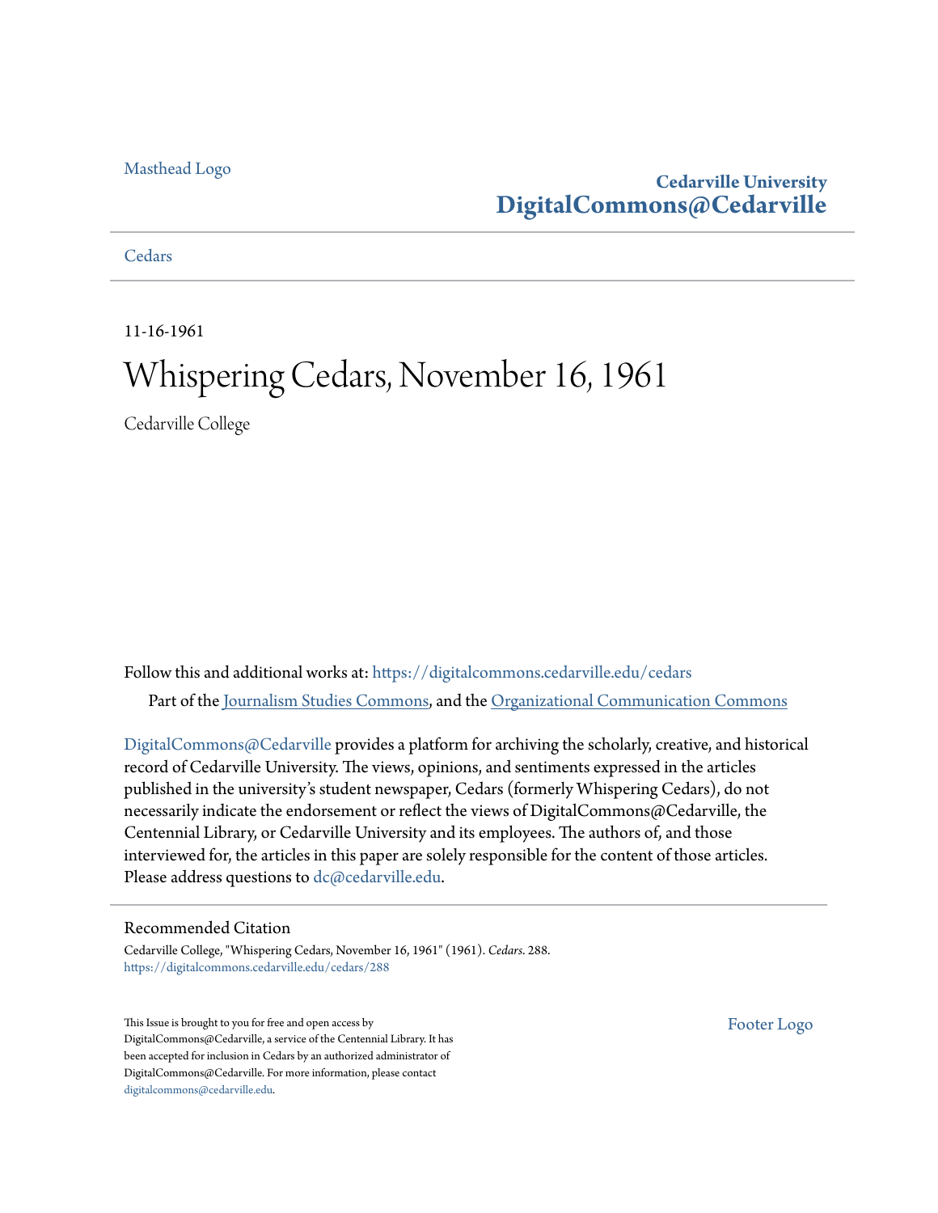Masthead Logo

**Cedarville University**
**DigitalCommons@Cedarville**

Cedars

11-16-1961

# Whispering Cedars, November 16, 1961

Cedarville College

Follow this and additional works at: https://digitalcommons.cedarville.edu/cedars

Part of the Journalism Studies Commons, and the Organizational Communication Commons

DigitalCommons@Cedarville provides a platform for archiving the scholarly, creative, and historical record of Cedarville University. The views, opinions, and sentiments expressed in the articles published in the university's student newspaper, Cedars (formerly Whispering Cedars), do not necessarily indicate the endorsement or reflect the views of DigitalCommons@Cedarville, the Centennial Library, or Cedarville University and its employees. The authors of, and those interviewed for, the articles in this paper are solely responsible for the content of those articles. Please address questions to dc@cedarville.edu.

## Recommended Citation

Cedarville College, "Whispering Cedars, November 16, 1961" (1961). *Cedars*. 288.
https://digitalcommons.cedarville.edu/cedars/288

This Issue is brought to you for free and open access by DigitalCommons@Cedarville, a service of the Centennial Library. It has been accepted for inclusion in Cedars by an authorized administrator of DigitalCommons@Cedarville. For more information, please contact digitalcommons@cedarville.edu.

Footer Logo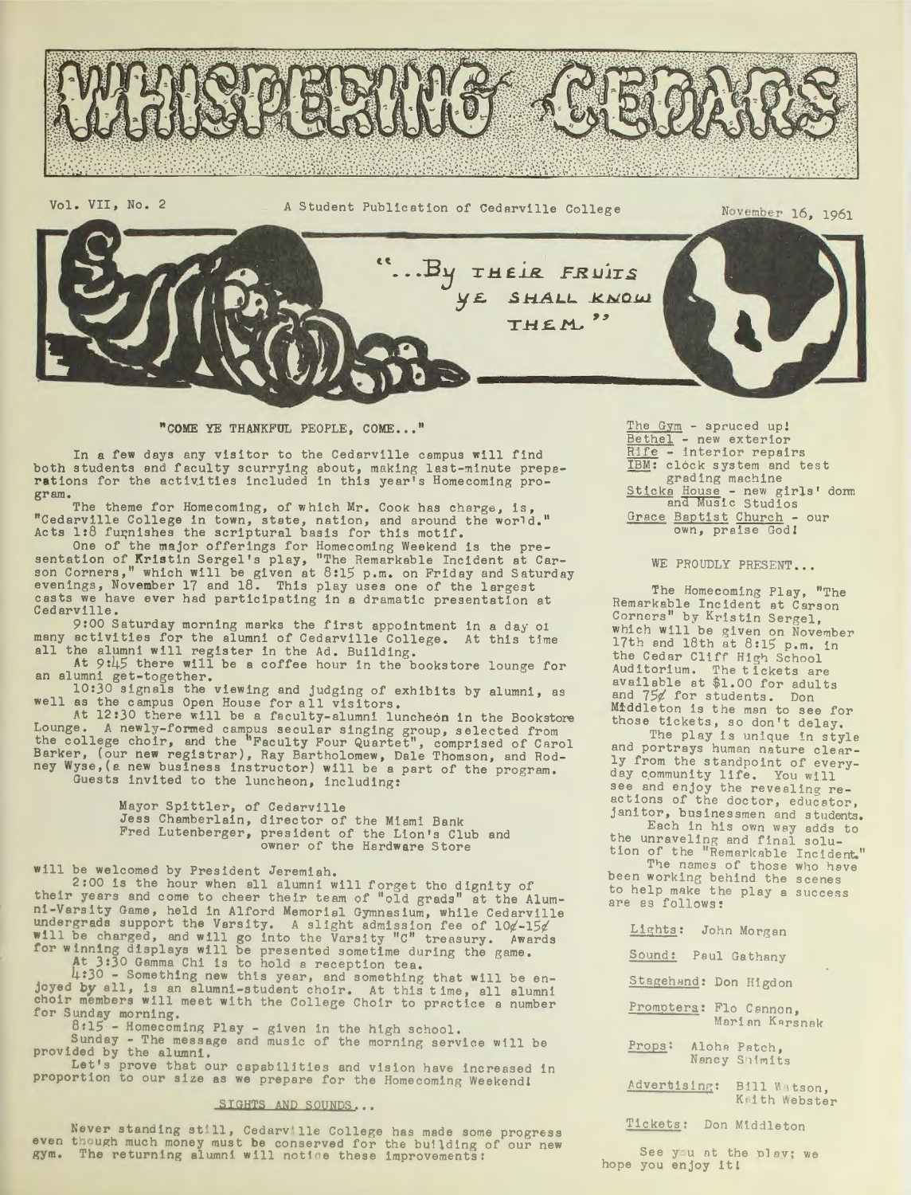# WHISPERING CEDARS

Vol. VII, No. 2 — A Student Publication of Cedarville College — November 16, 1961

"...By their fruits ye shall know them."

## "COME YE THANKFUL PEOPLE, COME..."

In a few days any visitor to the Cedarville campus will find both students and faculty scurrying about, making last-minute preparations for the activities included in this year's Homecoming program.

The theme for Homecoming, of which Mr. Cook has charge, is, "Cedarville College in town, state, nation, and around the world." Acts 1:8 furnishes the scriptural basis for this motif.

One of the major offerings for Homecoming Weekend is the presentation of Kristin Sergel's play, "The Remarkable Incident at Carson Corners," which will be given at 8:15 p.m. on Friday and Saturday evenings, November 17 and 18. This play uses one of the largest casts we have ever had participating in a dramatic presentation at Cedarville.

9:00 Saturday morning marks the first appointment in a day of many activities for the alumni of Cedarville College. At this time all the alumni will register in the Ad. Building.

At 9:45 there will be a coffee hour in the bookstore lounge for an alumni get-together.

10:30 signals the viewing and judging of exhibits by alumni, as well as the campus Open House for all visitors.

At 12:30 there will be a faculty-alumni luncheon in the Bookstore Lounge. A newly-formed campus secular singing group, selected from the college choir, and the "Faculty Four Quartet", comprised of Carol Barker, (our new registrar), Ray Bartholomew, Dale Thomson, and Rodney Wyse, (a new business instructor) will be a part of the program.

Guests invited to the luncheon, including:

Mayor Spittler, of Cedarville
Jess Chamberlain, director of the Miami Bank
Fred Lutenberger, president of the Lion's Club and owner of the Hardware Store

will be welcomed by President Jeremiah.

2:00 is the hour when all alumni will forget the dignity of their years and come to cheer their team of "old grads" at the Alumni-Varsity Game, held in Alford Memorial Gymnasium, while Cedarville undergrads support the Varsity. A slight admission fee of 10¢-15¢ will be charged, and will go into the Varsity "C" treasury. Awards for winning displays will be presented sometime during the game.

At 3:30 Gamma Chi is to hold a reception tea.

4:30 - Something new this year, and something that will be enjoyed by all, is an alumni-student choir. At this time, all alumni choir members will meet with the College Choir to practice a number for Sunday morning.

8:15 - Homecoming Play - given in the high school.

Sunday - The message and music of the morning service will be provided by the alumni.

Let's prove that our capabilities and vision have increased in proportion to our size as we prepare for the Homecoming Weekend!

## SIGHTS AND SOUNDS...

Never standing still, Cedarville College has made some progress even though much money must be conserved for the building of our new gym. The returning alumni will notice these improvements:

The Gym - spruced up!
Bethel - new exterior
Rife - interior repairs
IBM: clock system and test grading machine
Sticka House - new girls' dorm and Music Studios
Grace Baptist Church - our own, praise God!

## WE PROUDLY PRESENT...

The Homecoming Play, "The Remarkable Incident at Carson Corners" by Kristin Sergel, which will be given on November 17th and 18th at 8:15 p.m. in the Cedar Cliff High School Auditorium. The tickets are available at $1.00 for adults and 75¢ for students. Don Middleton is the man to see for those tickets, so don't delay.

The play is unique in style and portrays human nature clearly from the standpoint of everyday community life. You will see and enjoy the revealing reactions of the doctor, educator, janitor, businessmen and students. Each in his own way adds to the unraveling and final solution of the "Remarkable Incident."

The names of those who have been working behind the scenes to help make the play a success are as follows:

Lights: John Morgan

Sound: Paul Gathany

Stagehand: Don Higdon

Prompters: Flo Cannon, Marian Karsnak

Props: Aloha Patch, Nancy Shimits

Advertising: Bill Watson, Keith Webster

Tickets: Don Middleton

See you at the play; we hope you enjoy it!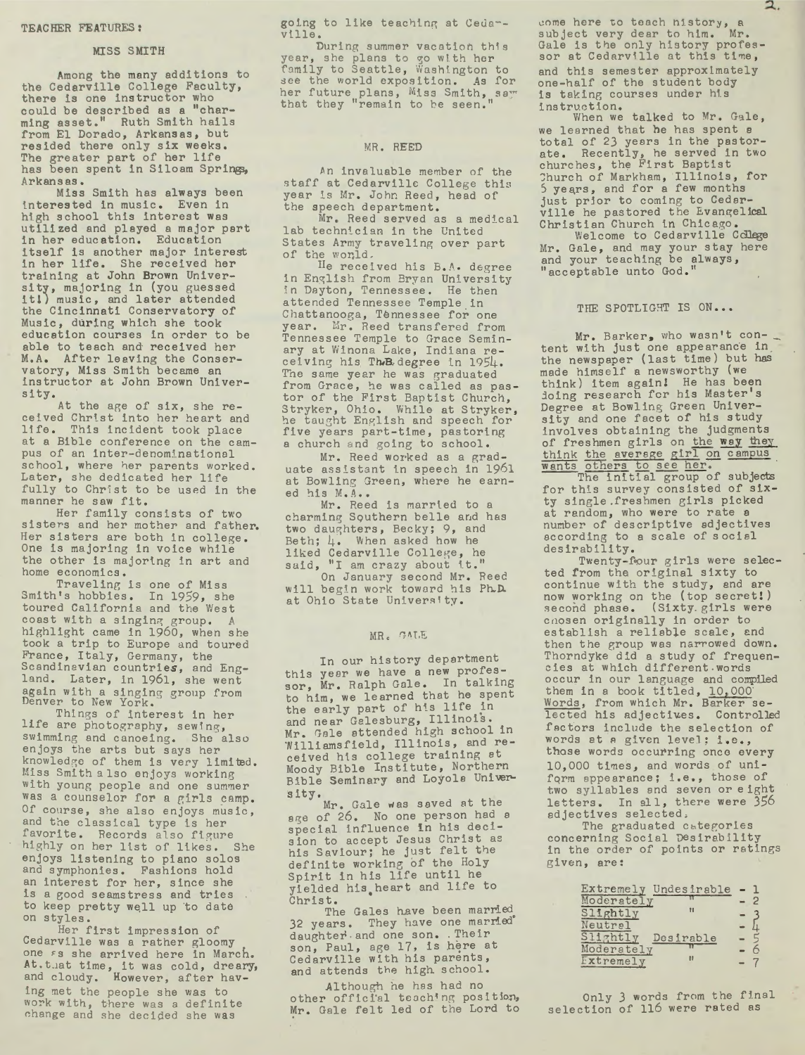TEACHER FEATURES:

## MISS SMITH

Among the many additions to the Cedarville College Faculty, there is one instructor who could be described as a "charming asset." Ruth Smith hails from El Dorado, Arkansas, but resided there only six weeks. The greater part of her life has been spent in Siloam Springs, Arkansas.

Miss Smith has always been interested in music. Even in high school this interest was utilized and played a major part in her education. Education itself is another major interest in her life. She received her training at John Brown University, majoring in (you guessed it!) music, and later attended the Cincinnati Conservatory of Music, during which she took education courses in order to be able to teach and received her M.A. After leaving the Conservatory, Miss Smith became an instructor at John Brown University.

At the age of six, she received Christ into her heart and life. This incident took place at a Bible conference on the campus of an inter-denominational school, where her parents worked. Later, she dedicated her life fully to Christ to be used in the manner he saw fit.

Her family consists of two sisters and her mother and father. Her sisters are both in college. One is majoring in voice while the other is majoring in art and home economics.

Traveling is one of Miss Smith's hobbies. In 1959, she toured California and the West coast with a singing group. A highlight came in 1960, when she took a trip to Europe and toured France, Italy, Germany, the Scandinavian countries, and England. Later, in 1961, she went again with a singing group from Denver to New York.

Things of interest in her life are photography, sewing, swimming and canoeing. She also enjoys the arts but says her knowledge of them is very limited. Miss Smith also enjoys working with young people and one summer was a counselor for a girls camp. Of course, she also enjoys music, and the classical type is her favorite. Records also figure highly on her list of likes. She enjoys listening to piano solos and symphonies. Fashions hold an interest for her, since she is a good seamstress and tries to keep pretty well up to date on styles.

Her first impression of Cedarville was a rather gloomy one as she arrived here in March. At that time, it was cold, dreary, and cloudy. However, after having met the people she was to work with, there was a definite change and she decided she was going to like teaching at Cedarville.

During summer vacation this year, she plans to go with her family to Seattle, Washington to see the world exposition. As for her future plans, Miss Smith, says that they "remain to be seen."

## MR. REED

An invaluable member of the staff at Cedarville College this year is Mr. John Reed, head of the speech department.

Mr. Reed served as a medical lab technician in the United States Army traveling over part of the world.

He received his B.A. degree in English from Bryan University in Dayton, Tennessee. He then attended Tennessee Temple in Chattanooga, Tennessee for one year. Mr. Reed transfered from Tennessee Temple to Grace Seminary at Winona Lake, Indiana receiving his Th.B. degree in 1954. The same year he was graduated from Grace, he was called as pastor of the First Baptist Church, Stryker, Ohio. While at Stryker, he taught English and speech for five years part-time, pastoring a church and going to school.

Mr. Reed worked as a graduate assistant in speech in 1961 at Bowling Green, where he earned his M.A..

Mr. Reed is married to a charming Southern belle and has two daughters, Becky; 9, and Beth; 4. When asked how he liked Cedarville College, he said, "I am crazy about it."

On January second Mr. Reed will begin work toward his Ph.D. at Ohio State University.

## MR. GALE

In our history department this year we have a new professor, Mr. Ralph Gale. In talking to him, we learned that he spent the early part of his life in and near Galesburg, Illinois. Mr. Gale attended high school in Williamsfield, Illinois, and received his college training at Moody Bible Institute, Northern Bible Seminary and Loyola University.

Mr. Gale was saved at the age of 26. No one person had a special influence in his decision to accept Jesus Christ as his Saviour; he just felt the definite working of the Holy Spirit in his life until he yielded his heart and life to Christ.

The Gales have been married 32 years. They have one married daughter and one son. Their son, Paul, age 17, is here at Cedarville with his parents, and attends the high school.

Although he has had no other official teaching position, Mr. Gale felt led of the Lord to come here to teach history, a subject very dear to him. Mr. Gale is the only history professor at Cedarville at this time, and this semester approximately one-half of the student body is taking courses under his instruction.

When we talked to Mr. Gale, we learned that he has spent a total of 23 years in the pastorate. Recently, he served in two churches, the First Baptist Church of Markham, Illinois, for 5 years, and for a few months just prior to coming to Cedarville he pastored the Evangelical Christian Church in Chicago.

Welcome to Cedarville College Mr. Gale, and may your stay here and your teaching be always, "acceptable unto God."

## THE SPOTLIGHT IS ON...

Mr. Barker, who wasn't content with just one appearance in the newspaper (last time) but has made himself a newsworthy (we think) item again! He has been doing research for his Master's Degree at Bowling Green University and one facet of his study involves obtaining the judgments of freshmen girls on <u>the way they think the average girl on campus wants others to see her</u>.

The initial group of subjects for this survey consisted of sixty single freshmen girls picked at random, who were to rate a number of descriptive adjectives according to a scale of social desirability.

Twenty-four girls were selected from the original sixty to continue with the study, and are now working on the (top secret!) second phase. (Sixty girls were chosen originally in order to establish a reliable scale, and then the group was narrowed down. Thorndyke did a study of frequencies at which different words occur in our language and compiled them in a book titled, <u>10,000 Words</u>, from which Mr. Barker selected his adjectives. Controlled factors include the selection of words at a given level; i.e., those words occurring once every 10,000 times, and words of uniform appearance; i.e., those of two syllables and seven or eight letters. In all, there were 356 adjectives selected.

The graduated categories concerning Social Desirability in the order of points or ratings given, are:

| | | |
|---|---|---|
| <u>Extremely Undesirable</u> | - | 1 |
| <u>Moderately "</u> | - | 2 |
| <u>Slightly "</u> | - | 3 |
| <u>Neutral</u> | - | 4 |
| <u>Slightly Desirable</u> | - | 5 |
| <u>Moderately "</u> | - | 6 |
| <u>Extremely "</u> | - | 7 |

Only 3 words from the final selection of 116 were rated as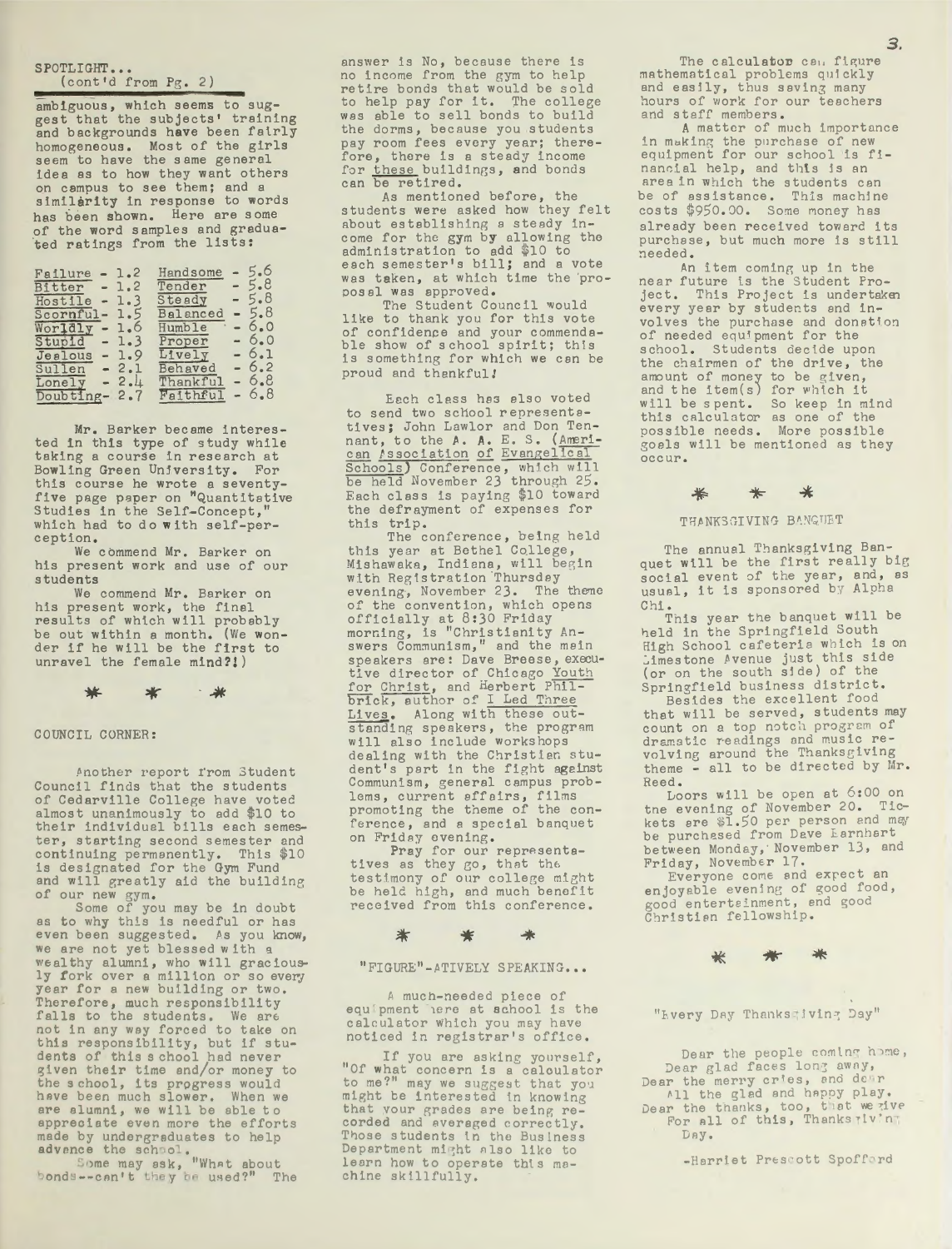SPOTLIGHT...
(cont'd from Pg. 2)

ambiguous, which seems to suggest that the subjects' training and backgrounds have been fairly homogeneous. Most of the girls seem to have the same general idea as to how they want others on campus to see them; and a similarity in response to words has been shown. Here are some of the word samples and graduated ratings from the lists:

| | | | |
|---|---|---|---|
| Failure | - 1.2 | Handsome | - 5.6 |
| Bitter | - 1.2 | Tender | - 5.8 |
| Hostile | - 1.3 | Steady | - 5.8 |
| Scornful | - 1.5 | Balanced | - 5.8 |
| Worldly | - 1.6 | Humble | - 6.0 |
| Stupid | - 1.3 | Proper | - 6.0 |
| Jealous | - 1.9 | Lively | - 6.1 |
| Sullen | - 2.1 | Behaved | - 6.2 |
| Lonely | - 2.4 | Thankful | - 6.8 |
| Doubting | - 2.7 | Faithful | - 6.8 |

Mr. Barker became interested in this type of study while taking a course in research at Bowling Green University. For this course he wrote a seventy-five page paper on "Quantitative Studies in the Self-Concept," which had to do with self-perception.

We commend Mr. Barker on his present work and use of our students

We commend Mr. Barker on his present work, the final results of which will probably be out within a month. (We wonder if he will be the first to unravel the female mind?!)

\* \* \*

COUNCIL CORNER:

Another report from Student Council finds that the students of Cedarville College have voted almost unanimously to add $10 to their individual bills each semester, starting second semester and continuing permanently. This $10 is designated for the Gym Fund and will greatly aid the building of our new gym.

Some of you may be in doubt as to why this is needful or has even been suggested. As you know, we are not yet blessed with a wealthy alumni, who will graciously fork over a million or so every year for a new building or two. Therefore, much responsibility falls to the students. We are not in any way forced to take on this responsibility, but if students of this school had never given their time and/or money to the school, its progress would have been much slower. When we are alumni, we will be able to appreciate even more the efforts made by undergraduates to help advance the school.

Some may ask, "What about bonds--can't they be used?" The answer is No, because there is no income from the gym to help retire bonds that would be sold to help pay for it. The college was able to sell bonds to build the dorms, because you students pay room fees every year; therefore, there is a steady income for these buildings, and bonds can be retired.

As mentioned before, the students were asked how they felt about establishing a steady income for the gym by allowing the administration to add $10 to each semester's bill; and a vote was taken, at which time the proposal was approved.

The Student Council would like to thank you for this vote of confidence and your commendable show of school spirit; this is something for which we can be proud and thankful!

Each class has also voted to send two school representatives; John Lawlor and Don Tennant, to the A. A. E. S. (American Association of Evangelical Schools) Conference, which will be held November 23 through 25. Each class is paying $10 toward the defrayment of expenses for this trip.

The conference, being held this year at Bethel College, Mishawaka, Indiana, will begin with Registration Thursday evening, November 23. The theme of the convention, which opens officially at 8:30 Friday morning, is "Christianity Answers Communism," and the main speakers are: Dave Breese, executive director of Chicago Youth for Christ, and Herbert Philbrick, author of I Led Three Lives. Along with these outstanding speakers, the program will also include workshops dealing with the Christian student's part in the fight against Communism, general campus problems, current affairs, films promoting the theme of the conference, and a special banquet on Friday evening.

Pray for our representatives as they go, that the testimony of our college might be held high, and much benefit received from this conference.

\* \* \*

"FIGURE"-ATIVELY SPEAKING...

A much-needed piece of equipment here at school is the calculator which you may have noticed in registrar's office.

If you are asking yourself, "Of what concern is a calculator to me?" may we suggest that you might be interested in knowing that your grades are being recorded and averaged correctly. Those students in the Business Department might also like to learn how to operate this machine skillfully.

The calculator can figure mathematical problems quickly and easily, thus saving many hours of work for our teachers and staff members.

A matter of much importance in making the purchase of new equipment for our school is financial help, and this is an area in which the students can be of assistance. This machine costs $950.00. Some money has already been received toward its purchase, but much more is still needed.

An item coming up in the near future is the Student Project. This Project is undertaken every year by students and involves the purchase and donation of needed equipment for the school. Students decide upon the chairmen of the drive, the amount of money to be given, and the item(s) for which it will be spent. So keep in mind this calculator as one of the possible needs. More possible goals will be mentioned as they occur.

\* \* \*

THANKSGIVING BANQUET

The annual Thanksgiving Banquet will be the first really big social event of the year, and, as usual, it is sponsored by Alpha Chi.

This year the banquet will be held in the Springfield South High School cafeteria which is on Limestone Avenue just this side (or on the south side) of the Springfield business district.

Besides the excellent food that will be served, students may count on a top notch program of dramatic readings and music revolving around the Thanksgiving theme - all to be directed by Mr. Reed.

Doors will be open at 6:00 on the evening of November 20. Tickets are $1.50 per person and may be purchased from Dave Earnhart between Monday, November 13, and Friday, November 17.

Everyone come and expect an enjoyable evening of good food, good entertainment, and good Christian fellowship.

\* \* \*

"Every Day Thanksgiving Day"

Dear the people coming home,
Dear glad faces long away,
Dear the merry cries, and dear
All the glad and happy play.
Dear the thanks, too, that we give
For all of this, Thanksgiving Day.

-Harriet Prescott Spofford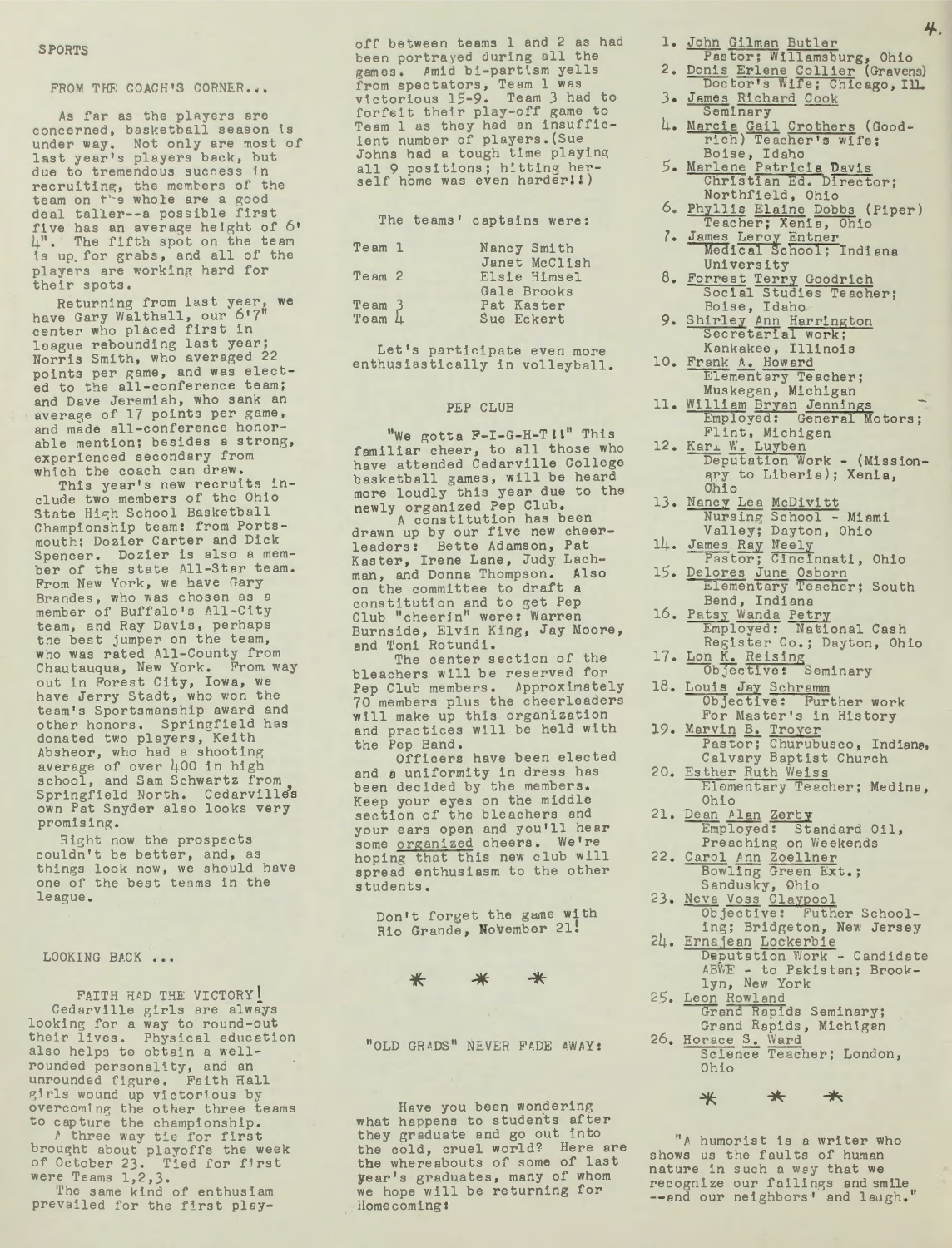## SPORTS

### FROM THE COACH'S CORNER...

As far as the players are concerned, basketball season is under way. Not only are most of last year's players back, but due to tremendous success in recruiting, the members of the team on the whole are a good deal taller--a possible first five has an average height of 6' 4". The fifth spot on the team is up for grabs, and all of the players are working hard for their spots.

Returning from last year, we have Gary Walthall, our 6'7" center who placed first in league rebounding last year; Norris Smith, who averaged 22 points per game, and was elected to the all-conference team; and Dave Jeremiah, who sank an average of 17 points per game, and made all-conference honorable mention; besides a strong, experienced secondary from which the coach can draw.

This year's new recruits include two members of the Ohio State High School Basketball Championship team: from Portsmouth; Dozier Carter and Dick Spencer. Dozier is also a member of the state All-Star team. From New York, we have Gary Brandes, who was chosen as a member of Buffalo's All-City team, and Ray Davis, perhaps the best jumper on the team, who was rated All-County from Chautauqua, New York. From way out in Forest City, Iowa, we have Jerry Stadt, who won the team's Sportsmanship award and other honors. Springfield has donated two players, Keith Absheor, who had a shooting average of over 400 in high school, and Sam Schwartz from Springfield North. Cedarville's own Pat Snyder also looks very promising.

Right now the prospects couldn't be better, and, as things look now, we should have one of the best teams in the league.

### LOOKING BACK ...

FAITH HAD THE VICTORY!

Cedarville girls are always looking for a way to round-out their lives. Physical education also helps to obtain a well-rounded personality, and an unrounded figure. Faith Hall girls wound up victorious by overcoming the other three teams to capture the championship.

A three way tie for first brought about playoffs the week of October 23. Tied for first were Teams 1,2,3.

The same kind of enthusiasm prevailed for the first play-off between teams 1 and 2 as had been portrayed during all the games. Amid bi-partism yells from spectators, Team 1 was victorious 15-9. Team 3 had to forfeit their play-off game to Team 1 as they had an insufficient number of players. (Sue Johns had a tough time playing all 9 positions; hitting herself home was even harder!!)

The teams' captains were:

| | |
|---|---|
| Team 1 | Nancy Smith |
| | Janet McClish |
| Team 2 | Elsie Himsel |
| | Gale Brooks |
| Team 3 | Pat Kaster |
| Team 4 | Sue Eckert |

Let's participate even more enthusiastically in volleyball.

### PEP CLUB

"We gotta F-I-G-H-T!!" This familiar cheer, to all those who have attended Cedarville College basketball games, will be heard more loudly this year due to the newly organized Pep Club.

A constitution has been drawn up by our five new cheerleaders: Bette Adamson, Pat Kaster, Irene Lane, Judy Lachman, and Donna Thompson. Also on the committee to draft a constitution and to get Pep Club "cheerin" were: Warren Burnside, Elvin King, Jay Moore, and Toni Rotundi.

The center section of the bleachers will be reserved for Pep Club members. Approximately 70 members plus the cheerleaders will make up this organization and practices will be held with the Pep Band.

Officers have been elected and a uniformity in dress has been decided by the members. Keep your eyes on the middle section of the bleachers and your ears open and you'll hear some organized cheers. We're hoping that this new club will spread enthusiasm to the other students.

Don't forget the game with Rio Grande, November 21!

\* \* \*

### "OLD GRADS" NEVER FADE AWAY:

Have you been wondering what happens to students after they graduate and go out into the cold, cruel world? Here are the whereabouts of some of last year's graduates, many of whom we hope will be returning for Homecoming:

1. John Gilman Butler
   Pastor; Willamsburg, Ohio
2. Donis Erlene Collier (Gravens)
   Doctor's Wife; Chicago, Ill.
3. James Richard Cook
   Seminary
4. Marcia Gail Crothers (Goodrich) Teacher's wife; Boise, Idaho
5. Marlene Patricia Davis
   Christian Ed. Director; Northfield, Ohio
6. Phyllis Elaine Dobbs (Piper)
   Teacher; Xenia, Ohio
7. James Leroy Entner
   Medical School; Indiana University
8. Forrest Terry Goodrich
   Social Studies Teacher; Boise, Idaho
9. Shirley Ann Harrington
   Secretarial work; Kankakee, Illinois
10. Frank A. Howard
    Elementary Teacher; Muskegan, Michigan
11. William Bryan Jennings
    Employed: General Motors; Flint, Michigan
12. Karl W. Luyben
    Deputation Work - (Missionary to Liberia); Xenia, Ohio
13. Nancy Lea McDivitt
    Nursing School - Miami Valley; Dayton, Ohio
14. James Ray Neely
    Pastor; Cincinnati, Ohio
15. Delores June Osborn
    Elementary Teacher; South Bend, Indiana
16. Patsy Wanda Petry
    Employed: National Cash Register Co.; Dayton, Ohio
17. Lon K. Reising
    Objective: Seminary
18. Louis Jay Schramm
    Objective: Further work For Master's in History
19. Marvin B. Troyer
    Pastor; Churubusco, Indiana, Calvary Baptist Church
20. Esther Ruth Weiss
    Elementary Teacher; Medina, Ohio
21. Dean Alan Zerby
    Employed: Standard Oil, Preaching on Weekends
22. Carol Ann Zoellner
    Bowling Green Ext.; Sandusky, Ohio
23. Neva Voss Claypool
    Objective: Futher Schooling; Bridgeton, New Jersey
24. Ernajean Lockerbie
    Deputation Work - Candidate ABWE - to Pakistan; Brooklyn, New York
25. Leon Rowland
    Grand Rapids Seminary; Grand Rapids, Michigan
26. Horace S. Ward
    Science Teacher; London, Ohio

\* \* \*

"A humorist is a writer who shows us the faults of human nature in such a way that we recognize our failings and smile --and our neighbors' and laugh."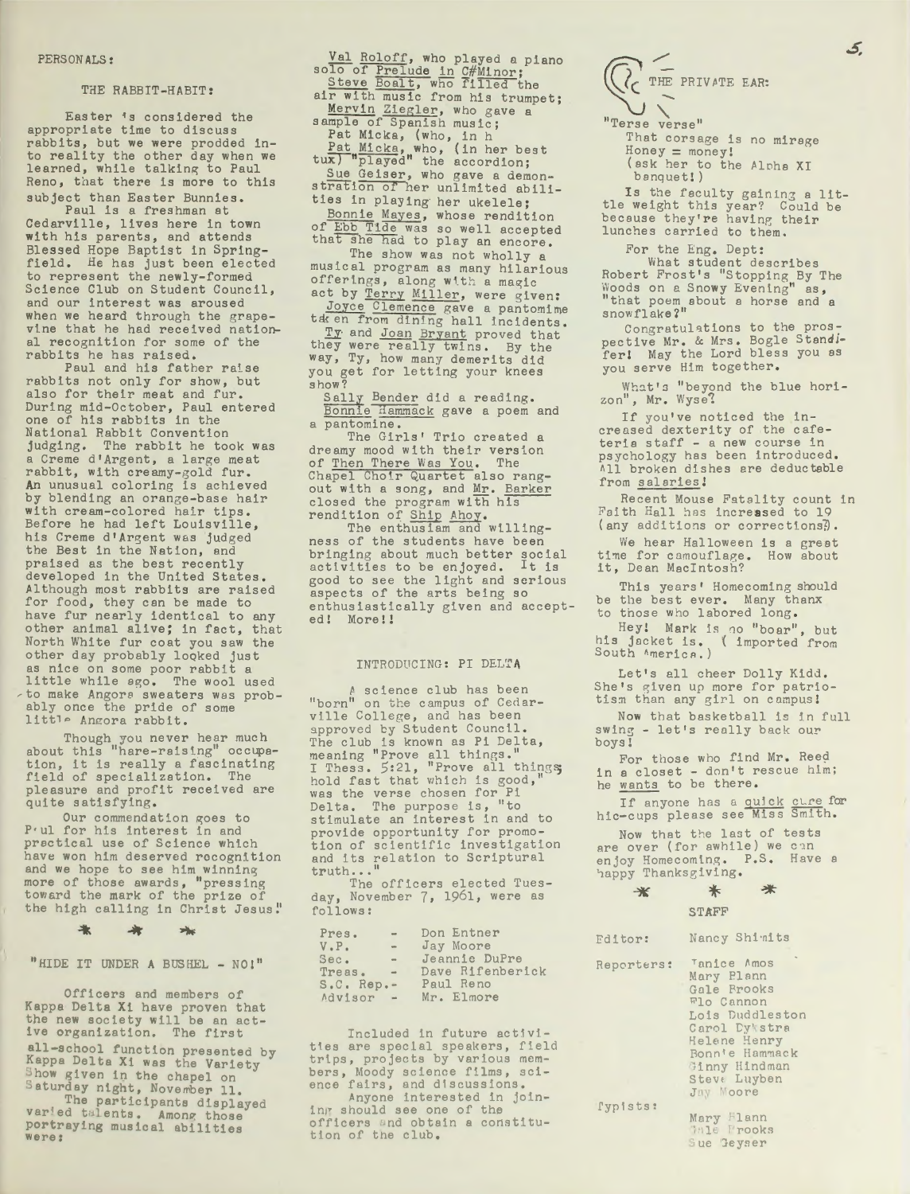PERSONALS:

## THE RABBIT-HABIT:

Easter is considered the appropriate time to discuss rabbits, but we were prodded into reality the other day when we learned, while talking to Paul Reno, that there is more to this subject than Easter Bunnies.

Paul is a freshman at Cedarville, lives here in town with his parents, and attends Blessed Hope Baptist in Springfield. He has just been elected to represent the newly-formed Science Club on Student Council, and our interest was aroused when we heard through the grapevine that he had received national recognition for some of the rabbits he has raised.

Paul and his father raise rabbits not only for show, but also for their meat and fur. During mid-October, Paul entered one of his rabbits in the National Rabbit Convention judging. The rabbit he took was a Creme d'Argent, a large meat rabbit, with creamy-gold fur. An unusual coloring is achieved by blending an orange-base hair with cream-colored hair tips. Before he had left Louisville, his Creme d'Argent was judged the Best in the Nation, and praised as the best recently developed in the United States. Although most rabbits are raised for food, they can be made to have fur nearly identical to any other animal alive; in fact, that North White fur coat you saw the other day probably looked just as nice on some poor rabbit a little while ago. The wool used to make Angora sweaters was probably once the pride of some little Angora rabbit.

Though you never hear much about this "hare-raising" occupation, it is really a fascinating field of specialization. The pleasure and profit received are quite satisfying.

Our commendation goes to Paul for his interest in and practical use of Science which have won him deserved recognition and we hope to see him winning more of those awards, "pressing toward the mark of the prize of the high calling in Christ Jesus."

\* \* \*

## "HIDE IT UNDER A BUSHEL - NO!"

Officers and members of Kappa Delta Xi have proven that the new society will be an active organization. The first all-school function presented by Kappa Delta Xi was the Variety Show given in the chapel on Saturday night, November 11.

The participants displayed varied talents. Among those portraying musical abilities were:

Val Roloff, who played a piano solo of Prelude in C#Minor;
Steve Boalt, who filled the air with music from his trumpet;
Mervin Ziegler, who gave a sample of Spanish music;
Pat Micka, (who, in h
Pat Micka, who, (in her best tux) "played" the accordion;
Sue Geiser, who gave a demonstration of her unlimited abilities in playing her ukelele;
Bonnie Mayes, whose rendition of Ebb Tide was so well accepted that she had to play an encore.

The show was not wholly a musical program as many hilarious offerings, along with a magic act by Terry Miller, were given:
Joyce Clemence gave a pantomime taken from dining hall incidents.
Ty and Joan Bryant proved that they were really twins. By the way, Ty, how many demerits did you get for letting your knees show?
Sally Bender did a reading.
Bonnie Hammack gave a poem and a pantomime.

The Girls' Trio created a dreamy mood with their version of Then There Was You. The Chapel Choir Quartet also rang-out with a song, and Mr. Barker closed the program with his rendition of Ship Ahoy.

The enthusiasm and willingness of the students have been bringing about much better social activities to be enjoyed. It is good to see the light and serious aspects of the arts being so enthusiastically given and accepted! More!!

## INTRODUCING: PI DELTA

A science club has been "born" on the campus of Cedarville College, and has been approved by Student Council. The club is known as Pi Delta, meaning "Prove all things." I Thess. 5:21, "Prove all things; hold fast that which is good," was the verse chosen for Pi Delta. The purpose is, "to stimulate an interest in and to provide opportunity for promotion of scientific investigation and its relation to Scriptural truth..."

The officers elected Tuesday, November 7, 1961, were as follows:

Pres. - Don Entner
V.P. - Jay Moore
Sec. - Jeannie DuPre
Treas. - Dave Rifenberick
S.C. Rep.- Paul Reno
Advisor - Mr. Elmore

Included in future activities are special speakers, field trips, projects by various members, Moody science films, science fairs, and discussions.

Anyone interested in joining should see one of the officers and obtain a constitution of the club.

## THE PRIVATE EAR:

"Terse verse"
That corsage is no mirage
Honey = money!
(ask her to the Alpha XI banquet!)

Is the faculty gaining a little weight this year? Could be because they're having their lunches carried to them.

For the Eng. Dept:
What student describes Robert Frost's "Stopping By The Woods on a Snowy Evening" as, "that poem about a horse and a snowflake?"

Congratulations to the prospective Mr. & Mrs. Bogle Standifer! May the Lord bless you as you serve Him together.

What's "beyond the blue horizon", Mr. Wyse?

If you've noticed the increased dexterity of the cafeteria staff - a new course in psychology has been introduced. All broken dishes are deductable from salaries!

Recent Mouse Fatality count in Faith Hall has increased to 19 (any additions or corrections?).

We hear Halloween is a great time for camouflage. How about it, Dean MacIntosh?

This years' Homecoming should be the best ever. Many thanx to those who labored long.

Hey! Mark is no "boar", but his jacket is. (imported from South America.)

Let's all cheer Dolly Kidd. She's given up more for patriotism than any girl on campus!

Now that basketball is in full swing - let's really back our boys!

For those who find Mr. Reed in a closet - don't rescue him; he wants to be there.

If anyone has a quick cure for hic-cups please see Miss Smith.

Now that the last of tests are over (for awhile) we can enjoy Homecoming. P.S. Have a happy Thanksgiving.

\* \* \*

## STAFF

Editor: Nancy Shimits

Reporters: Janice Amos, Mary Plann, Gale Brooks, Flo Cannon, Lois Duddleston, Carol Dykstra, Helene Henry, Bonnie Hammack, Ginny Hindman, Steve Luyben, Jay Moore

Typists: Mary Plann, Gale Brooks, Sue Geyser